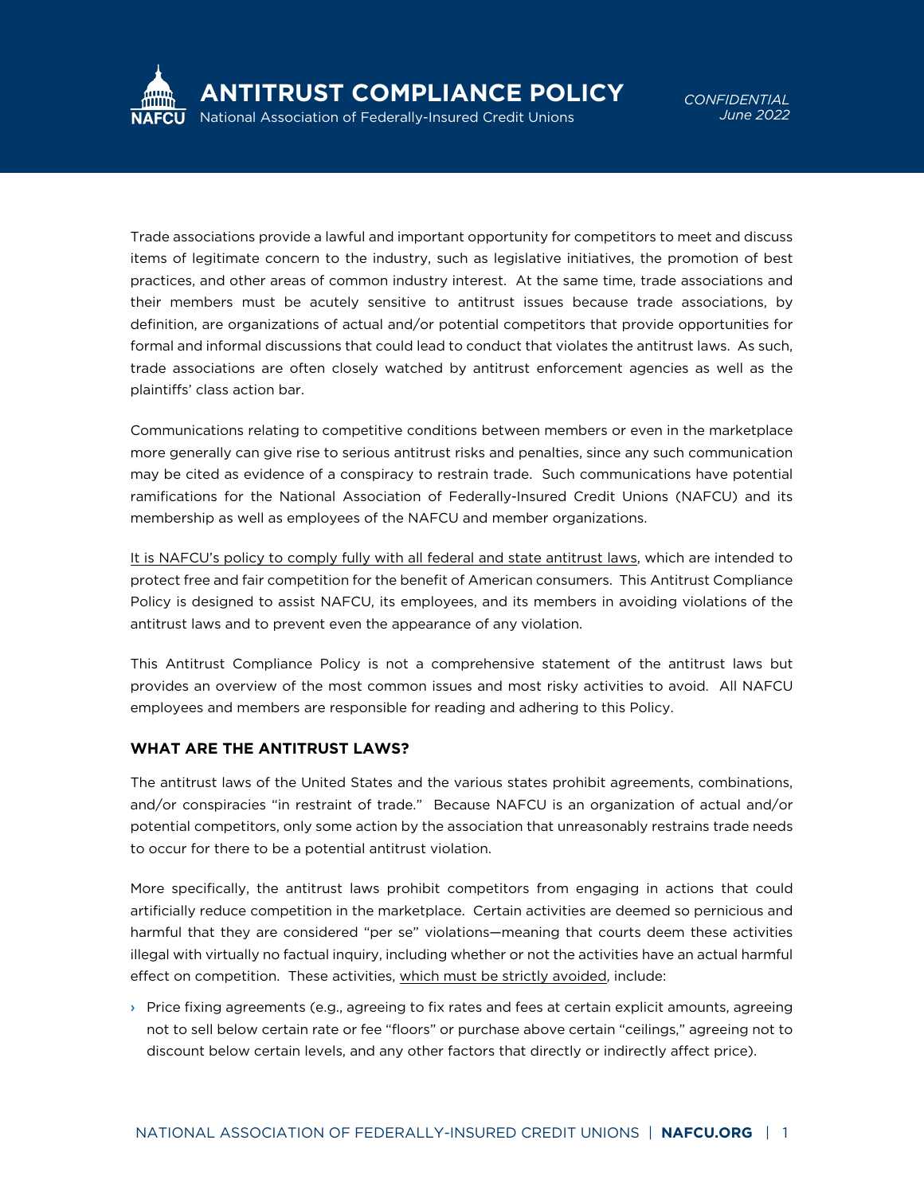# ANTITRUST COMPLIANCE POLICY

National Association of Federally-Insured Credit Unions

*CONFIDENTIAL*
*June 2022*

Trade associations provide a lawful and important opportunity for competitors to meet and discuss items of legitimate concern to the industry, such as legislative initiatives, the promotion of best practices, and other areas of common industry interest. At the same time, trade associations and their members must be acutely sensitive to antitrust issues because trade associations, by definition, are organizations of actual and/or potential competitors that provide opportunities for formal and informal discussions that could lead to conduct that violates the antitrust laws. As such, trade associations are often closely watched by antitrust enforcement agencies as well as the plaintiffs' class action bar.

Communications relating to competitive conditions between members or even in the marketplace more generally can give rise to serious antitrust risks and penalties, since any such communication may be cited as evidence of a conspiracy to restrain trade. Such communications have potential ramifications for the National Association of Federally-Insured Credit Unions (NAFCU) and its membership as well as employees of the NAFCU and member organizations.

<u>It is NAFCU's policy to comply fully with all federal and state antitrust laws</u>, which are intended to protect free and fair competition for the benefit of American consumers. This Antitrust Compliance Policy is designed to assist NAFCU, its employees, and its members in avoiding violations of the antitrust laws and to prevent even the appearance of any violation.

This Antitrust Compliance Policy is not a comprehensive statement of the antitrust laws but provides an overview of the most common issues and most risky activities to avoid. All NAFCU employees and members are responsible for reading and adhering to this Policy.

## WHAT ARE THE ANTITRUST LAWS?

The antitrust laws of the United States and the various states prohibit agreements, combinations, and/or conspiracies "in restraint of trade." Because NAFCU is an organization of actual and/or potential competitors, only some action by the association that unreasonably restrains trade needs to occur for there to be a potential antitrust violation.

More specifically, the antitrust laws prohibit competitors from engaging in actions that could artificially reduce competition in the marketplace. Certain activities are deemed so pernicious and harmful that they are considered "per se" violations—meaning that courts deem these activities illegal with virtually no factual inquiry, including whether or not the activities have an actual harmful effect on competition. These activities, <u>which must be strictly avoided</u>, include:

- Price fixing agreements (e.g., agreeing to fix rates and fees at certain explicit amounts, agreeing not to sell below certain rate or fee "floors" or purchase above certain "ceilings," agreeing not to discount below certain levels, and any other factors that directly or indirectly affect price).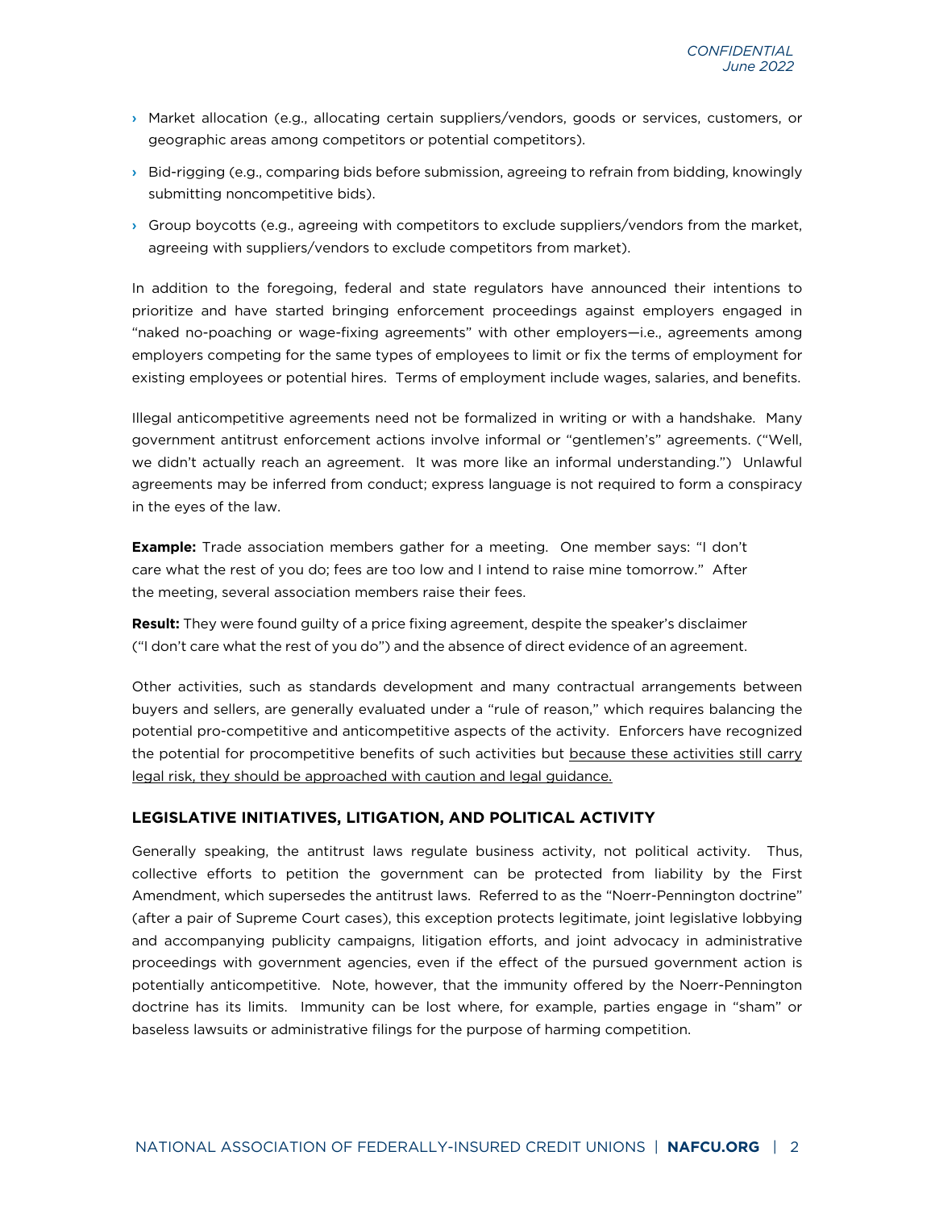- Market allocation (e.g., allocating certain suppliers/vendors, goods or services, customers, or geographic areas among competitors or potential competitors).
- Bid-rigging (e.g., comparing bids before submission, agreeing to refrain from bidding, knowingly submitting noncompetitive bids).
- Group boycotts (e.g., agreeing with competitors to exclude suppliers/vendors from the market, agreeing with suppliers/vendors to exclude competitors from market).

In addition to the foregoing, federal and state regulators have announced their intentions to prioritize and have started bringing enforcement proceedings against employers engaged in "naked no-poaching or wage-fixing agreements" with other employers—i.e., agreements among employers competing for the same types of employees to limit or fix the terms of employment for existing employees or potential hires. Terms of employment include wages, salaries, and benefits.

Illegal anticompetitive agreements need not be formalized in writing or with a handshake. Many government antitrust enforcement actions involve informal or "gentlemen's" agreements. ("Well, we didn't actually reach an agreement. It was more like an informal understanding.") Unlawful agreements may be inferred from conduct; express language is not required to form a conspiracy in the eyes of the law.

**Example:** Trade association members gather for a meeting. One member says: "I don't care what the rest of you do; fees are too low and I intend to raise mine tomorrow." After the meeting, several association members raise their fees.

**Result:** They were found guilty of a price fixing agreement, despite the speaker's disclaimer ("I don't care what the rest of you do") and the absence of direct evidence of an agreement.

Other activities, such as standards development and many contractual arrangements between buyers and sellers, are generally evaluated under a "rule of reason," which requires balancing the potential pro-competitive and anticompetitive aspects of the activity. Enforcers have recognized the potential for procompetitive benefits of such activities but <u>because these activities still carry legal risk, they should be approached with caution and legal guidance.</u>

## LEGISLATIVE INITIATIVES, LITIGATION, AND POLITICAL ACTIVITY

Generally speaking, the antitrust laws regulate business activity, not political activity. Thus, collective efforts to petition the government can be protected from liability by the First Amendment, which supersedes the antitrust laws. Referred to as the "Noerr-Pennington doctrine" (after a pair of Supreme Court cases), this exception protects legitimate, joint legislative lobbying and accompanying publicity campaigns, litigation efforts, and joint advocacy in administrative proceedings with government agencies, even if the effect of the pursued government action is potentially anticompetitive. Note, however, that the immunity offered by the Noerr-Pennington doctrine has its limits. Immunity can be lost where, for example, parties engage in "sham" or baseless lawsuits or administrative filings for the purpose of harming competition.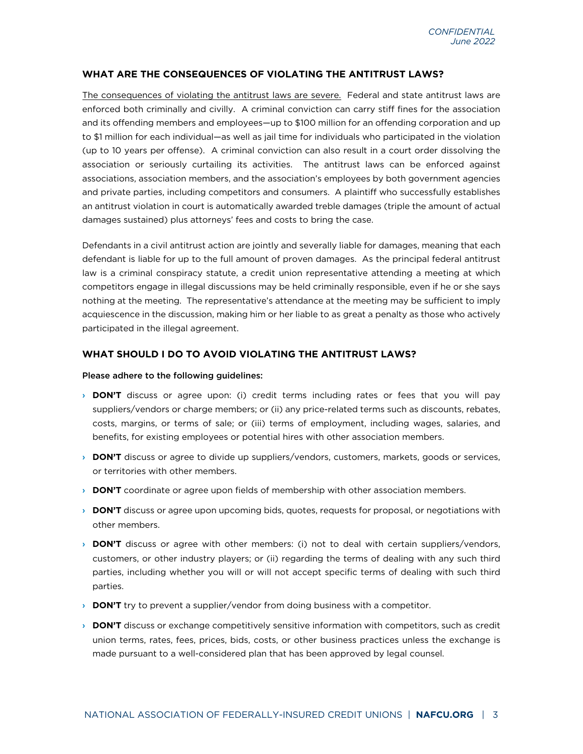## WHAT ARE THE CONSEQUENCES OF VIOLATING THE ANTITRUST LAWS?

The consequences of violating the antitrust laws are severe. Federal and state antitrust laws are enforced both criminally and civilly. A criminal conviction can carry stiff fines for the association and its offending members and employees—up to $100 million for an offending corporation and up to $1 million for each individual—as well as jail time for individuals who participated in the violation (up to 10 years per offense). A criminal conviction can also result in a court order dissolving the association or seriously curtailing its activities. The antitrust laws can be enforced against associations, association members, and the association's employees by both government agencies and private parties, including competitors and consumers. A plaintiff who successfully establishes an antitrust violation in court is automatically awarded treble damages (triple the amount of actual damages sustained) plus attorneys' fees and costs to bring the case.

Defendants in a civil antitrust action are jointly and severally liable for damages, meaning that each defendant is liable for up to the full amount of proven damages. As the principal federal antitrust law is a criminal conspiracy statute, a credit union representative attending a meeting at which competitors engage in illegal discussions may be held criminally responsible, even if he or she says nothing at the meeting. The representative's attendance at the meeting may be sufficient to imply acquiescence in the discussion, making him or her liable to as great a penalty as those who actively participated in the illegal agreement.

## WHAT SHOULD I DO TO AVOID VIOLATING THE ANTITRUST LAWS?

Please adhere to the following guidelines:

- **DON'T** discuss or agree upon: (i) credit terms including rates or fees that you will pay suppliers/vendors or charge members; or (ii) any price-related terms such as discounts, rebates, costs, margins, or terms of sale; or (iii) terms of employment, including wages, salaries, and benefits, for existing employees or potential hires with other association members.
- **DON'T** discuss or agree to divide up suppliers/vendors, customers, markets, goods or services, or territories with other members.
- **DON'T** coordinate or agree upon fields of membership with other association members.
- **DON'T** discuss or agree upon upcoming bids, quotes, requests for proposal, or negotiations with other members.
- **DON'T** discuss or agree with other members: (i) not to deal with certain suppliers/vendors, customers, or other industry players; or (ii) regarding the terms of dealing with any such third parties, including whether you will or will not accept specific terms of dealing with such third parties.
- **DON'T** try to prevent a supplier/vendor from doing business with a competitor.
- **DON'T** discuss or exchange competitively sensitive information with competitors, such as credit union terms, rates, fees, prices, bids, costs, or other business practices unless the exchange is made pursuant to a well-considered plan that has been approved by legal counsel.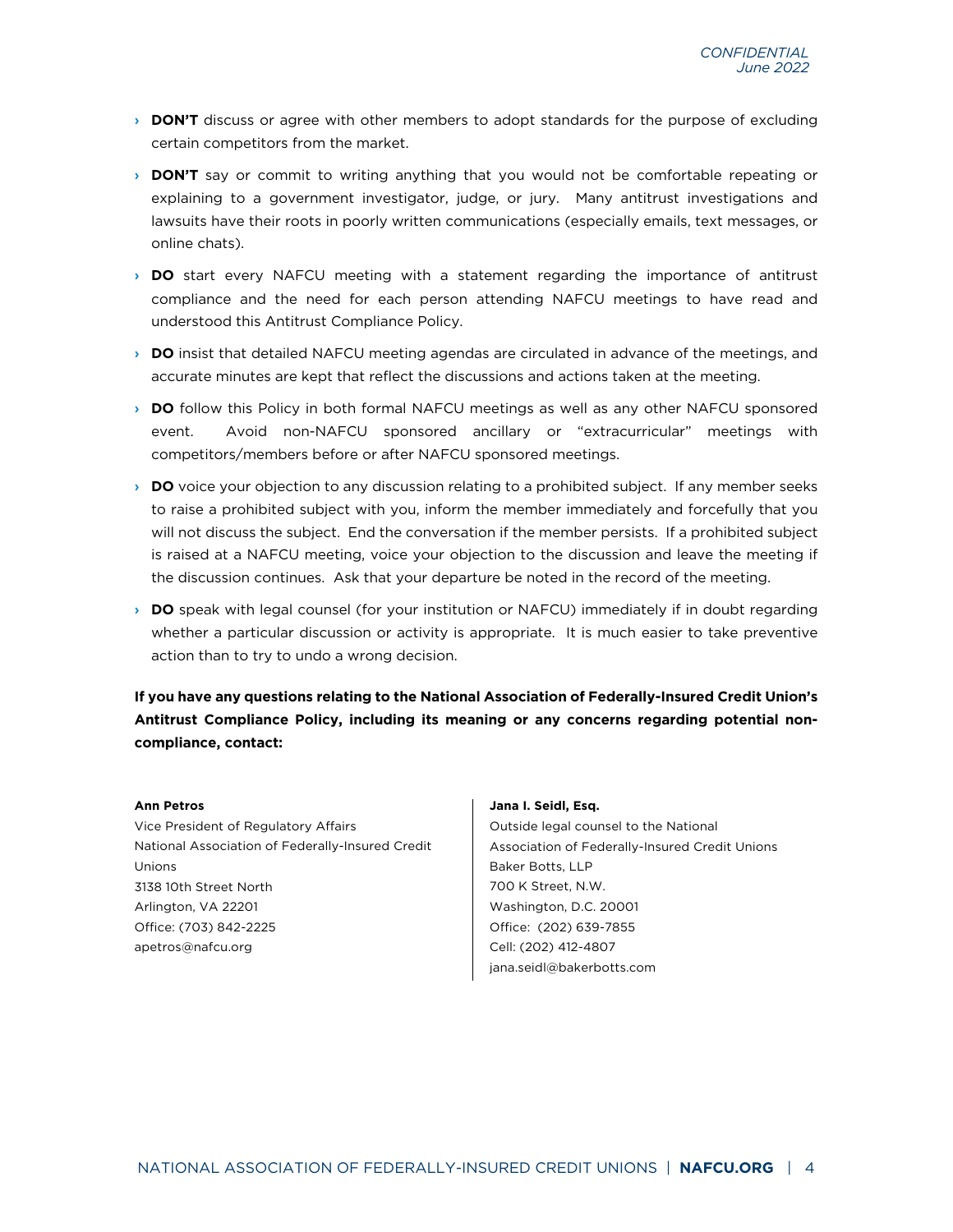- **DON'T** discuss or agree with other members to adopt standards for the purpose of excluding certain competitors from the market.
- **DON'T** say or commit to writing anything that you would not be comfortable repeating or explaining to a government investigator, judge, or jury. Many antitrust investigations and lawsuits have their roots in poorly written communications (especially emails, text messages, or online chats).
- **DO** start every NAFCU meeting with a statement regarding the importance of antitrust compliance and the need for each person attending NAFCU meetings to have read and understood this Antitrust Compliance Policy.
- **DO** insist that detailed NAFCU meeting agendas are circulated in advance of the meetings, and accurate minutes are kept that reflect the discussions and actions taken at the meeting.
- **DO** follow this Policy in both formal NAFCU meetings as well as any other NAFCU sponsored event. Avoid non-NAFCU sponsored ancillary or "extracurricular" meetings with competitors/members before or after NAFCU sponsored meetings.
- **DO** voice your objection to any discussion relating to a prohibited subject. If any member seeks to raise a prohibited subject with you, inform the member immediately and forcefully that you will not discuss the subject. End the conversation if the member persists. If a prohibited subject is raised at a NAFCU meeting, voice your objection to the discussion and leave the meeting if the discussion continues. Ask that your departure be noted in the record of the meeting.
- **DO** speak with legal counsel (for your institution or NAFCU) immediately if in doubt regarding whether a particular discussion or activity is appropriate. It is much easier to take preventive action than to try to undo a wrong decision.

**If you have any questions relating to the National Association of Federally-Insured Credit Union's Antitrust Compliance Policy, including its meaning or any concerns regarding potential non-compliance, contact:**

**Ann Petros**
Vice President of Regulatory Affairs
National Association of Federally-Insured Credit Unions
3138 10th Street North
Arlington, VA 22201
Office: (703) 842-2225
apetros@nafcu.org

**Jana I. Seidl, Esq.**
Outside legal counsel to the National Association of Federally-Insured Credit Unions
Baker Botts, LLP
700 K Street, N.W.
Washington, D.C. 20001
Office: (202) 639-7855
Cell: (202) 412-4807
jana.seidl@bakerbotts.com